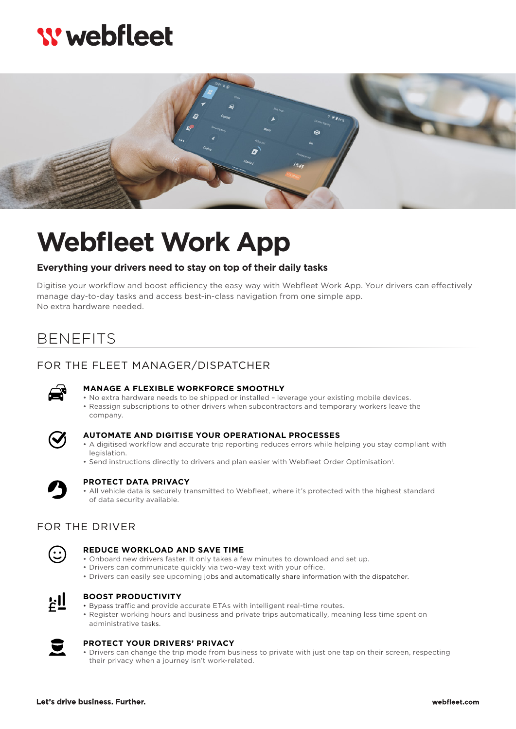# Webfleet Work App

**Everything your drivers need to stay on top of their daily tasks**

Digitise your workflow and boost efficiency the easy way with Webfleet Work App. Your drivers can effectively manage day-to-day tasks and access best-in-class navigation from one simple app.
No extra hardware needed.

## BENEFITS

### FOR THE FLEET MANAGER/DISPATCHER

**MANAGE A FLEXIBLE WORKFORCE SMOOTHLY**

- No extra hardware needs to be shipped or installed – leverage your existing mobile devices.
- Reassign subscriptions to other drivers when subcontractors and temporary workers leave the company.

**AUTOMATE AND DIGITISE YOUR OPERATIONAL PROCESSES**

- A digitised workflow and accurate trip reporting reduces errors while helping you stay compliant with legislation.
- Send instructions directly to drivers and plan easier with Webfleet Order Optimisation[1].

**PROTECT DATA PRIVACY**

- All vehicle data is securely transmitted to Webfleet, where it's protected with the highest standard of data security available.

### FOR THE DRIVER

**REDUCE WORKLOAD AND SAVE TIME**

- Onboard new drivers faster. It only takes a few minutes to download and set up.
- Drivers can communicate quickly via two-way text with your office.
- Drivers can easily see upcoming jobs and automatically share information with the dispatcher.

**BOOST PRODUCTIVITY**

- Bypass traffic and provide accurate ETAs with intelligent real-time routes.
- Register working hours and business and private trips automatically, meaning less time spent on administrative tasks.

**PROTECT YOUR DRIVERS' PRIVACY**

- Drivers can change the trip mode from business to private with just one tap on their screen, respecting their privacy when a journey isn't work-related.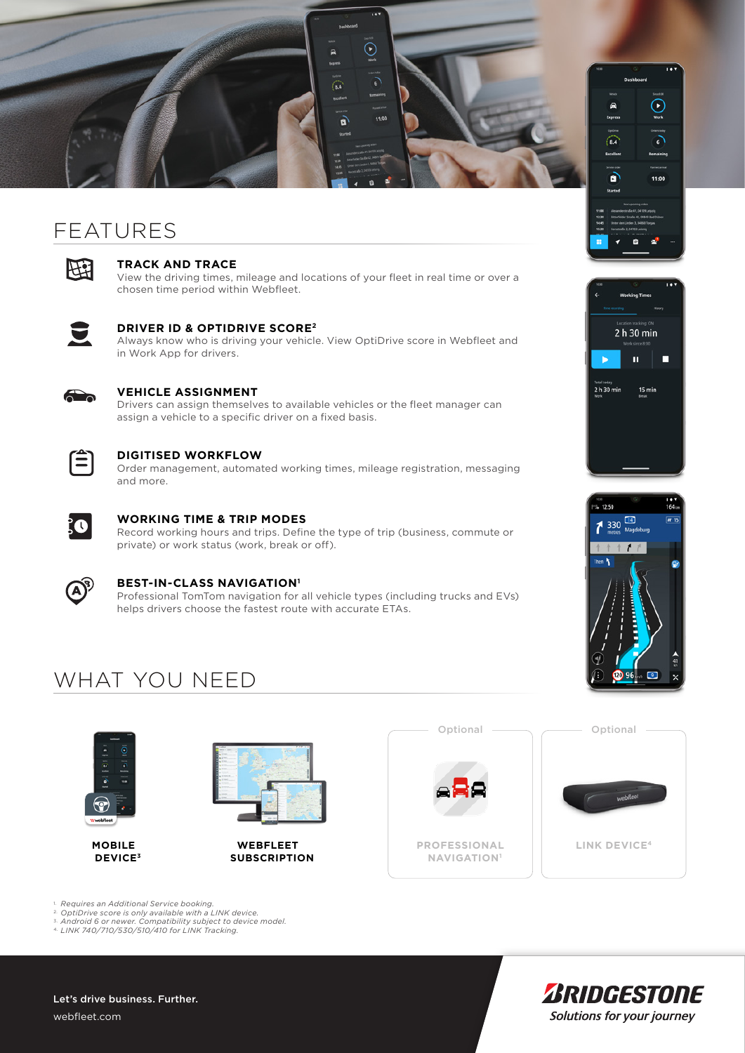# FEATURES

### TRACK AND TRACE

View the driving times, mileage and locations of your fleet in real time or over a chosen time period within Webfleet.

### DRIVER ID & OPTIDRIVE SCORE[2]

Always know who is driving your vehicle. View OptiDrive score in Webfleet and in Work App for drivers.

### VEHICLE ASSIGNMENT

Drivers can assign themselves to available vehicles or the fleet manager can assign a vehicle to a specific driver on a fixed basis.

### DIGITISED WORKFLOW

Order management, automated working times, mileage registration, messaging and more.

### WORKING TIME & TRIP MODES

Record working hours and trips. Define the type of trip (business, commute or private) or work status (work, break or off).

### BEST-IN-CLASS NAVIGATION[1]

Professional TomTom navigation for all vehicle types (including trucks and EVs) helps drivers choose the fastest route with accurate ETAs.

# WHAT YOU NEED

**MOBILE DEVICE[3]**

**WEBFLEET SUBSCRIPTION**

Optional

**PROFESSIONAL NAVIGATION[1]**

Optional

**LINK DEVICE[4]**

1. *Requires an Additional Service booking.*
2. *OptiDrive score is only available with a LINK device.*
3. *Android 6 or newer. Compatibility subject to device model.*
4. *LINK 740/710/530/510/410 for LINK Tracking.*

**Let's drive business. Further.**

webfleet.com

BRIDGESTONE

*Solutions for your journey*